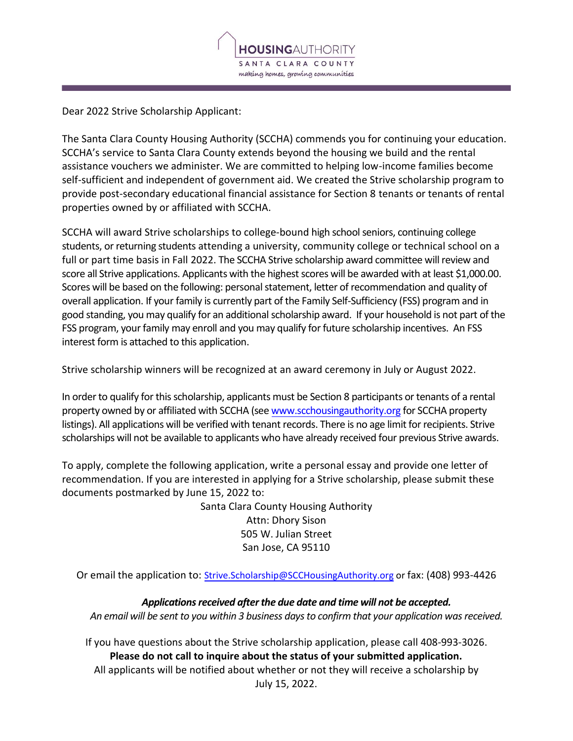HOUSINGAUTHORITY
SANTA CLARA COUNTY
*making homes, growing communities*

Dear 2022 Strive Scholarship Applicant:

The Santa Clara County Housing Authority (SCCHA) commends you for continuing your education. SCCHA's service to Santa Clara County extends beyond the housing we build and the rental assistance vouchers we administer. We are committed to helping low-income families become self-sufficient and independent of government aid. We created the Strive scholarship program to provide post-secondary educational financial assistance for Section 8 tenants or tenants of rental properties owned by or affiliated with SCCHA.

SCCHA will award Strive scholarships to college-bound high school seniors, continuing college students, or returning students attending a university, community college or technical school on a full or part time basis in Fall 2022. The SCCHA Strive scholarship award committee will review and score all Strive applications. Applicants with the highest scores will be awarded with at least $1,000.00. Scores will be based on the following: personal statement, letter of recommendation and quality of overall application. If your family is currently part of the Family Self-Sufficiency (FSS) program and in good standing, you may qualify for an additional scholarship award. If your household is not part of the FSS program, your family may enroll and you may qualify for future scholarship incentives. An FSS interest form is attached to this application.

Strive scholarship winners will be recognized at an award ceremony in July or August 2022.

In order to qualify for this scholarship, applicants must be Section 8 participants or tenants of a rental property owned by or affiliated with SCCHA (see [www.scchousingauthority.org](http://www.scchousingauthority.org) for SCCHA property listings). All applications will be verified with tenant records. There is no age limit for recipients. Strive scholarships will not be available to applicants who have already received four previous Strive awards.

To apply, complete the following application, write a personal essay and provide one letter of recommendation. If you are interested in applying for a Strive scholarship, please submit these documents postmarked by June 15, 2022 to:

Santa Clara County Housing Authority
Attn: Dhory Sison
505 W. Julian Street
San Jose, CA 95110

Or email the application to: [Strive.Scholarship@SCCHousingAuthority.org](mailto:Strive.Scholarship@SCCHousingAuthority.org) or fax: (408) 993-4426

***Applications received after the due date and time will not be accepted.***
*An email will be sent to you within 3 business days to confirm that your application was received.*

If you have questions about the Strive scholarship application, please call 408-993-3026.
**Please do not call to inquire about the status of your submitted application.**
All applicants will be notified about whether or not they will receive a scholarship by July 15, 2022.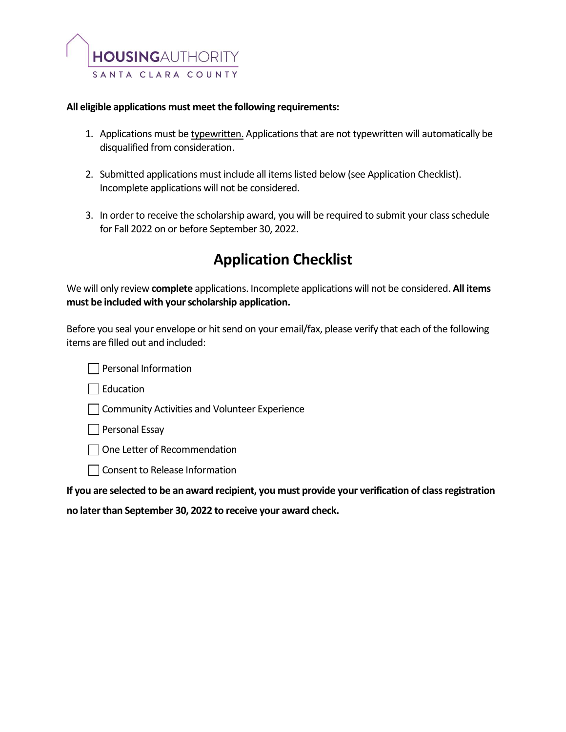**All eligible applications must meet the following requirements:**

1. Applications must be typewritten. Applications that are not typewritten will automatically be disqualified from consideration.
2. Submitted applications must include all items listed below (see Application Checklist). Incomplete applications will not be considered.
3. In order to receive the scholarship award, you will be required to submit your class schedule for Fall 2022 on or before September 30, 2022.

# Application Checklist

We will only review **complete** applications. Incomplete applications will not be considered. **All items must be included with your scholarship application.**

Before you seal your envelope or hit send on your email/fax, please verify that each of the following items are filled out and included:

- [ ] Personal Information
- [ ] Education
- [ ] Community Activities and Volunteer Experience
- [ ] Personal Essay
- [ ] One Letter of Recommendation
- [ ] Consent to Release Information

**If you are selected to be an award recipient, you must provide your verification of class registration no later than September 30, 2022 to receive your award check.**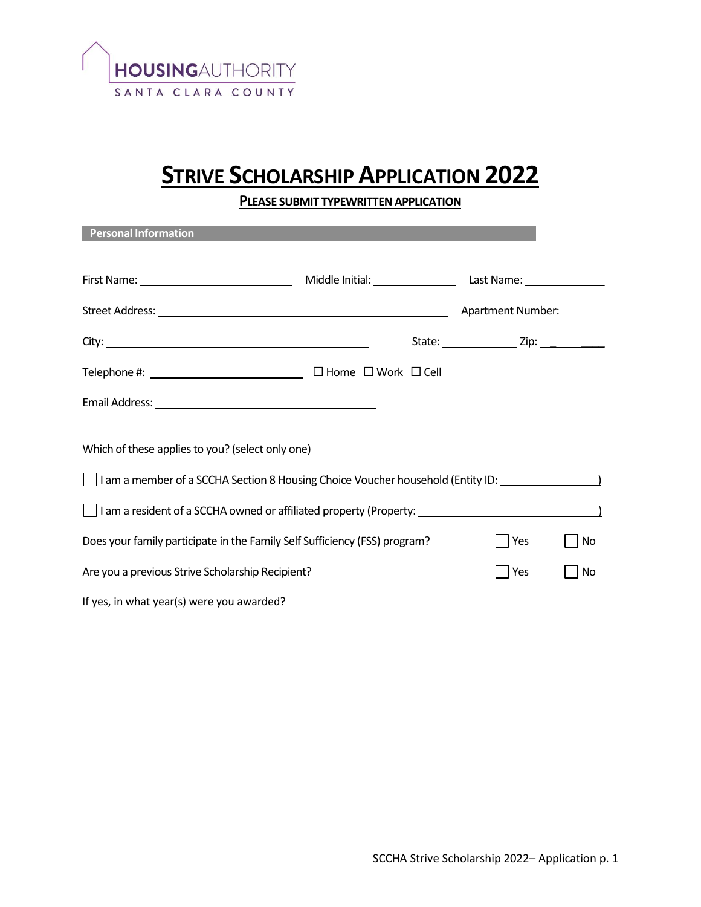HOUSINGAUTHORITY
SANTA CLARA COUNTY

# STRIVE SCHOLARSHIP APPLICATION 2022

**PLEASE SUBMIT TYPEWRITTEN APPLICATION**

## Personal Information

First Name: ______________________ Middle Initial: ____________ Last Name: ____________

Street Address: ______________________________________________ Apartment Number:

City: __________________________________________ State: ___________ Zip: __________

Telephone #: ______________________ ☐ Home ☐ Work ☐ Cell

Email Address: ________________________________

Which of these applies to you? (select only one)

☐ I am a member of a SCCHA Section 8 Housing Choice Voucher household (Entity ID: _______________)

☐ I am a resident of a SCCHA owned or affiliated property (Property: ___________________________)

Does your family participate in the Family Self Sufficiency (FSS) program? ☐ Yes ☐ No

Are you a previous Strive Scholarship Recipient? ☐ Yes ☐ No

If yes, in what year(s) were you awarded?

______________________________________________________________________________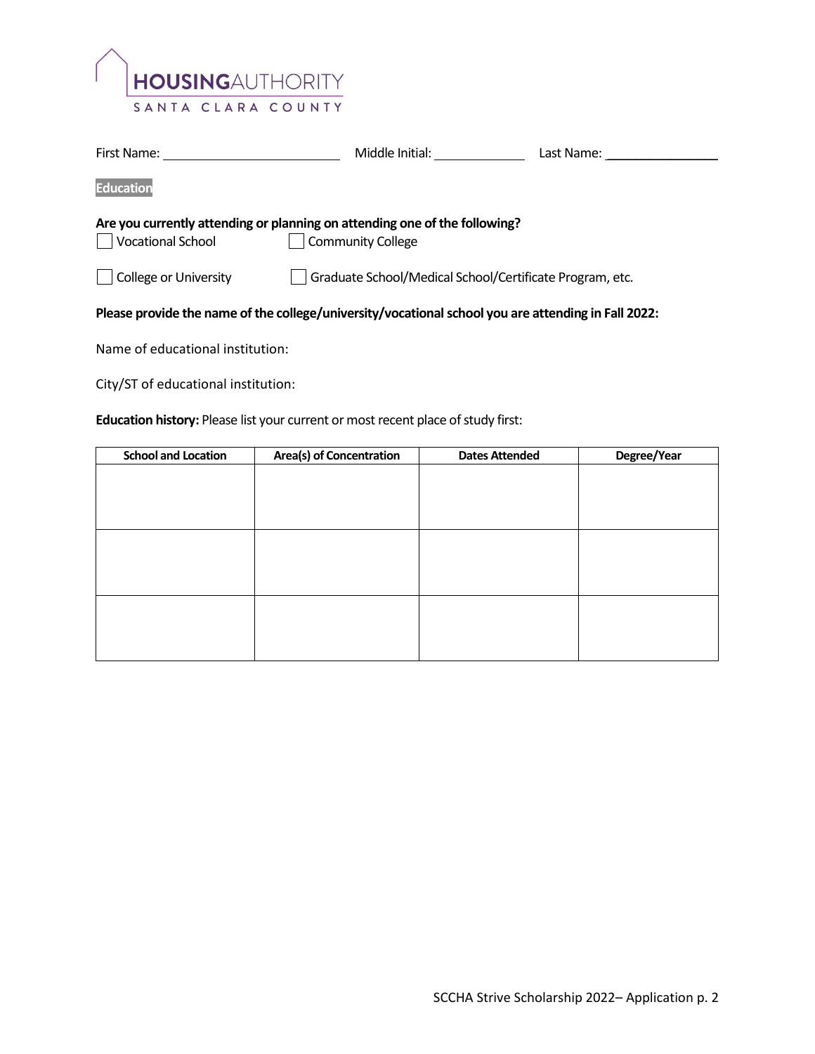HOUSINGAUTHORITY
SANTA CLARA COUNTY

First Name: ____________________ Middle Initial: __________ Last Name: ______________

**Education**

**Are you currently attending or planning on attending one of the following?**

- [ ] Vocational School
- [ ] Community College
- [ ] College or University
- [ ] Graduate School/Medical School/Certificate Program, etc.

**Please provide the name of the college/university/vocational school you are attending in Fall 2022:**

Name of educational institution:

City/ST of educational institution:

**Education history:** Please list your current or most recent place of study first:

| School and Location | Area(s) of Concentration | Dates Attended | Degree/Year |
| --- | --- | --- | --- |
| | | | |
| | | | |
| | | | |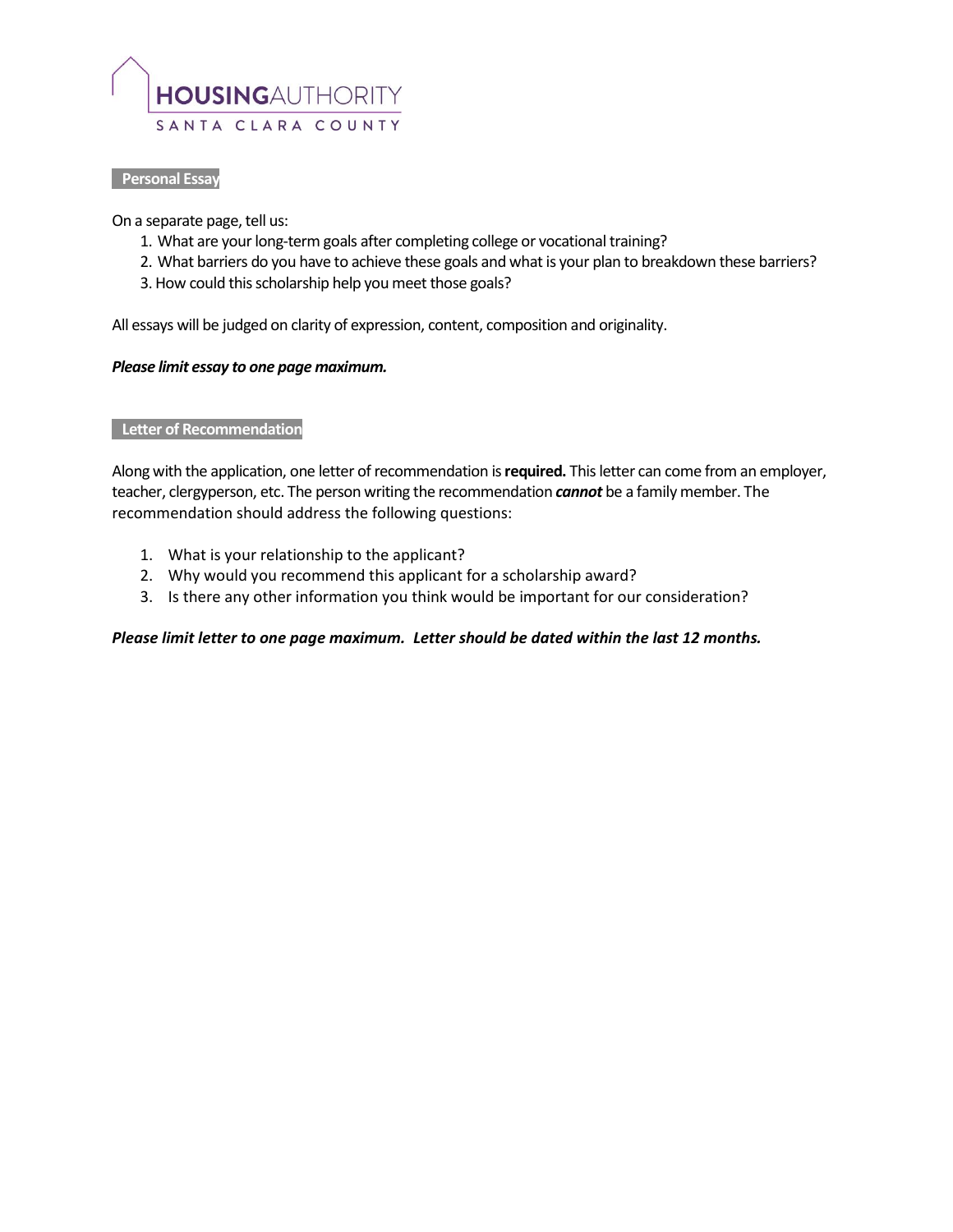# HOUSINGAUTHORITY
SANTA CLARA COUNTY

## Personal Essay

On a separate page, tell us:

1. What are your long-term goals after completing college or vocational training?
2. What barriers do you have to achieve these goals and what is your plan to breakdown these barriers?
3. How could this scholarship help you meet those goals?

All essays will be judged on clarity of expression, content, composition and originality.

***Please limit essay to one page maximum.***

## Letter of Recommendation

Along with the application, one letter of recommendation is **required.** This letter can come from an employer, teacher, clergyperson, etc. The person writing the recommendation ***cannot*** be a family member. The recommendation should address the following questions:

1. What is your relationship to the applicant?
2. Why would you recommend this applicant for a scholarship award?
3. Is there any other information you think would be important for our consideration?

***Please limit letter to one page maximum. Letter should be dated within the last 12 months.***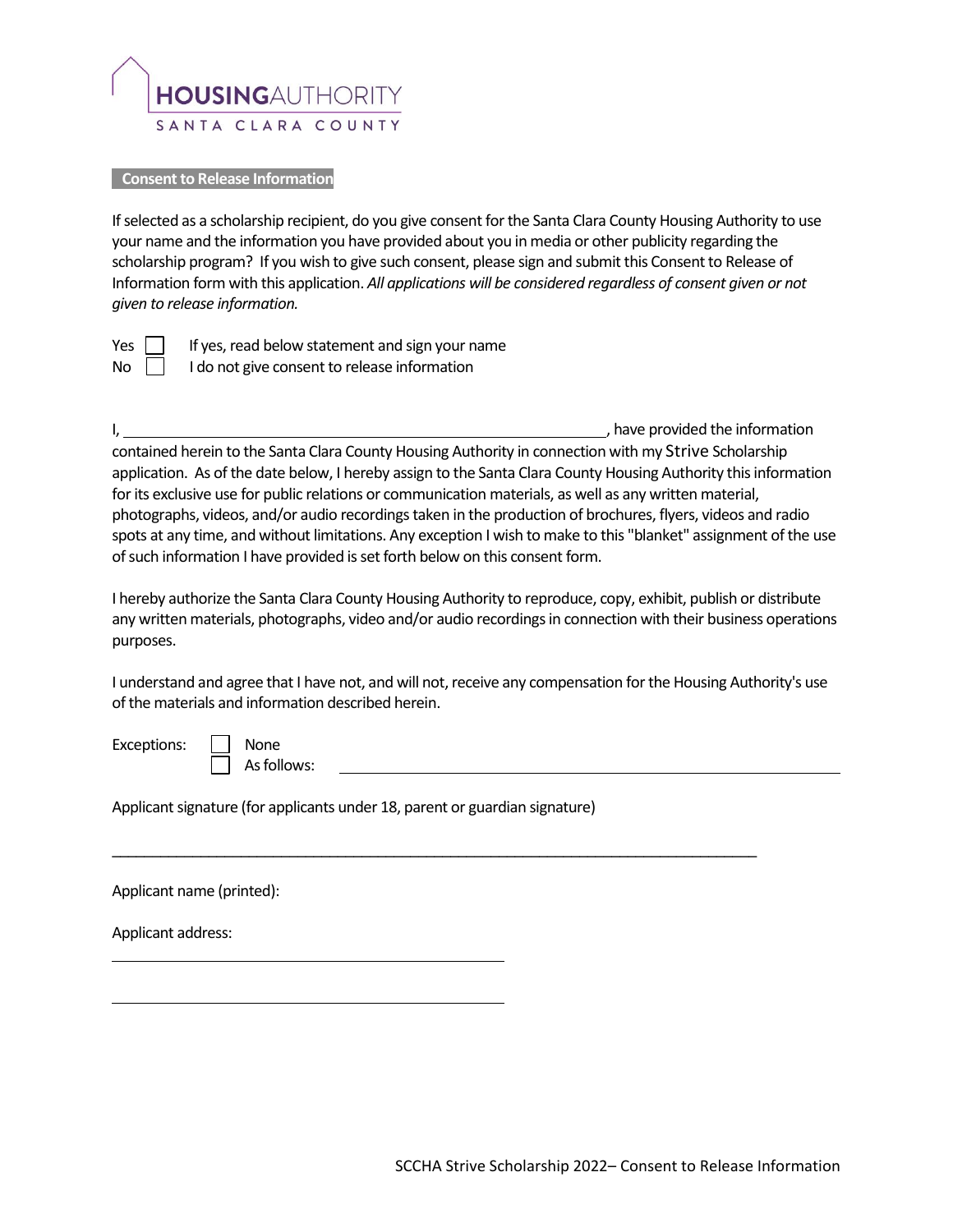HOUSINGAUTHORITY
SANTA CLARA COUNTY

## Consent to Release Information

If selected as a scholarship recipient, do you give consent for the Santa Clara County Housing Authority to use your name and the information you have provided about you in media or other publicity regarding the scholarship program? If you wish to give such consent, please sign and submit this Consent to Release of Information form with this application. *All applications will be considered regardless of consent given or not given to release information.*

Yes ☐ If yes, read below statement and sign your name
No ☐ I do not give consent to release information

I, ______________________________________________, have provided the information contained herein to the Santa Clara County Housing Authority in connection with my Strive Scholarship application. As of the date below, I hereby assign to the Santa Clara County Housing Authority this information for its exclusive use for public relations or communication materials, as well as any written material, photographs, videos, and/or audio recordings taken in the production of brochures, flyers, videos and radio spots at any time, and without limitations. Any exception I wish to make to this "blanket" assignment of the use of such information I have provided is set forth below on this consent form.

I hereby authorize the Santa Clara County Housing Authority to reproduce, copy, exhibit, publish or distribute any written materials, photographs, video and/or audio recordings in connection with their business operations purposes.

I understand and agree that I have not, and will not, receive any compensation for the Housing Authority's use of the materials and information described herein.

Exceptions: ☐ None
☐ As follows: ______________________________________________

Applicant signature (for applicants under 18, parent or guardian signature)

______________________________________________________________

Applicant name (printed):

Applicant address:

______________________________________________

______________________________________________